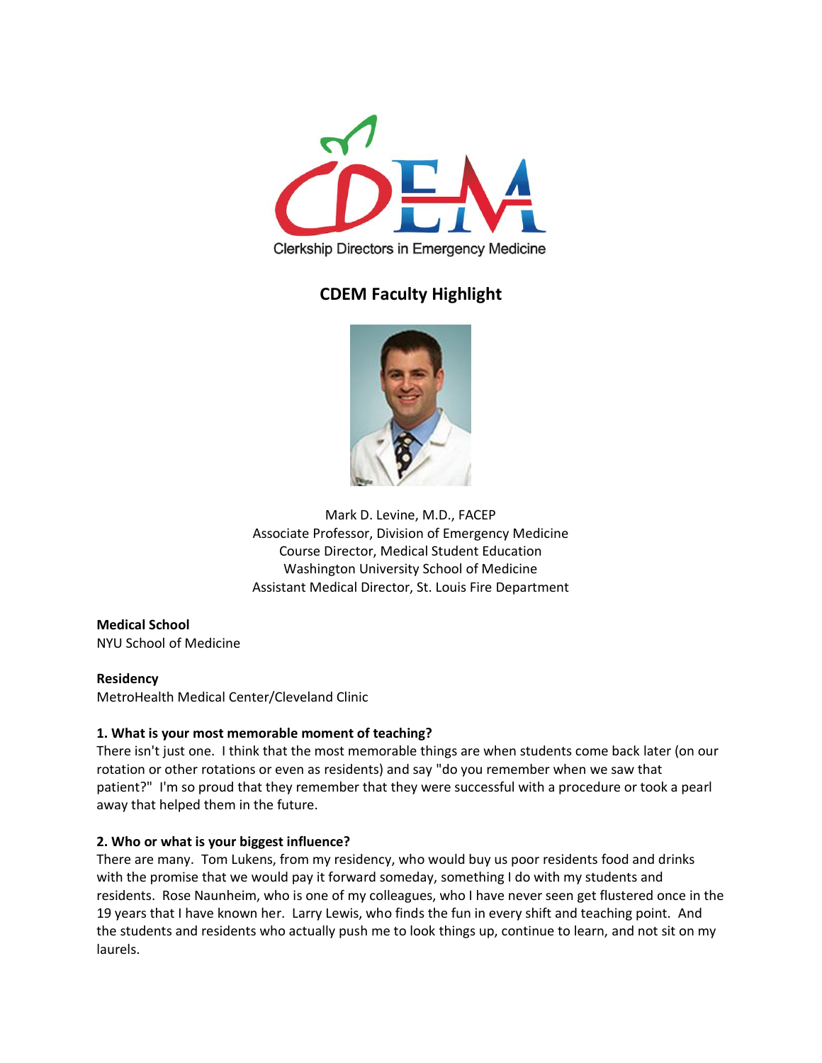Clerkship Directors in Emergency Medicine

# CDEM Faculty Highlight

Mark D. Levine, M.D., FACEP
Associate Professor, Division of Emergency Medicine
Course Director, Medical Student Education
Washington University School of Medicine
Assistant Medical Director, St. Louis Fire Department

**Medical School**
NYU School of Medicine

**Residency**
MetroHealth Medical Center/Cleveland Clinic

**1. What is your most memorable moment of teaching?**
There isn't just one. I think that the most memorable things are when students come back later (on our rotation or other rotations or even as residents) and say "do you remember when we saw that patient?" I'm so proud that they remember that they were successful with a procedure or took a pearl away that helped them in the future.

**2. Who or what is your biggest influence?**
There are many. Tom Lukens, from my residency, who would buy us poor residents food and drinks with the promise that we would pay it forward someday, something I do with my students and residents. Rose Naunheim, who is one of my colleagues, who I have never seen get flustered once in the 19 years that I have known her. Larry Lewis, who finds the fun in every shift and teaching point. And the students and residents who actually push me to look things up, continue to learn, and not sit on my laurels.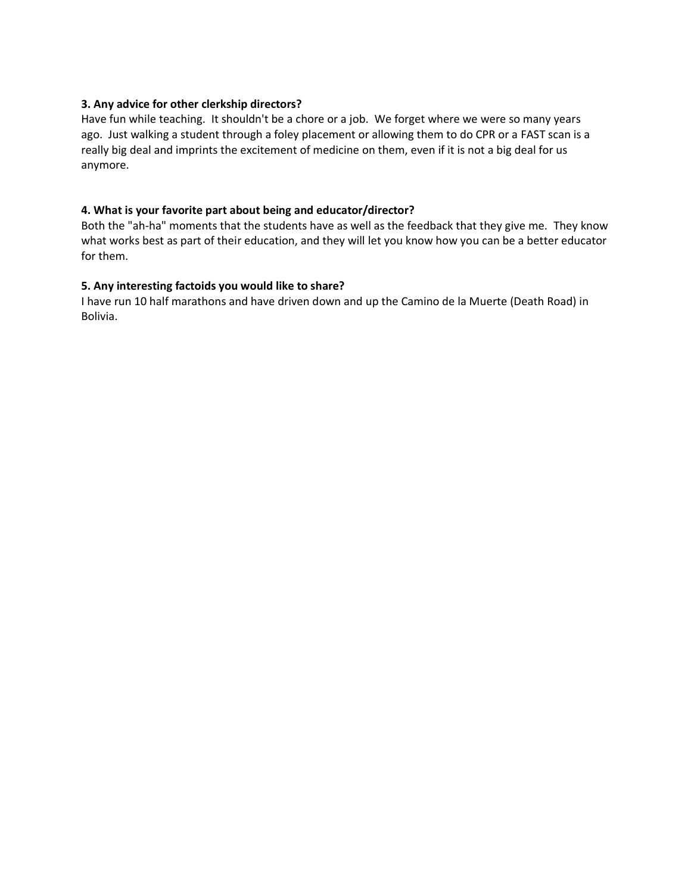**3. Any advice for other clerkship directors?**

Have fun while teaching. It shouldn't be a chore or a job. We forget where we were so many years ago. Just walking a student through a foley placement or allowing them to do CPR or a FAST scan is a really big deal and imprints the excitement of medicine on them, even if it is not a big deal for us anymore.

**4. What is your favorite part about being and educator/director?**

Both the "ah-ha" moments that the students have as well as the feedback that they give me. They know what works best as part of their education, and they will let you know how you can be a better educator for them.

**5. Any interesting factoids you would like to share?**

I have run 10 half marathons and have driven down and up the Camino de la Muerte (Death Road) in Bolivia.